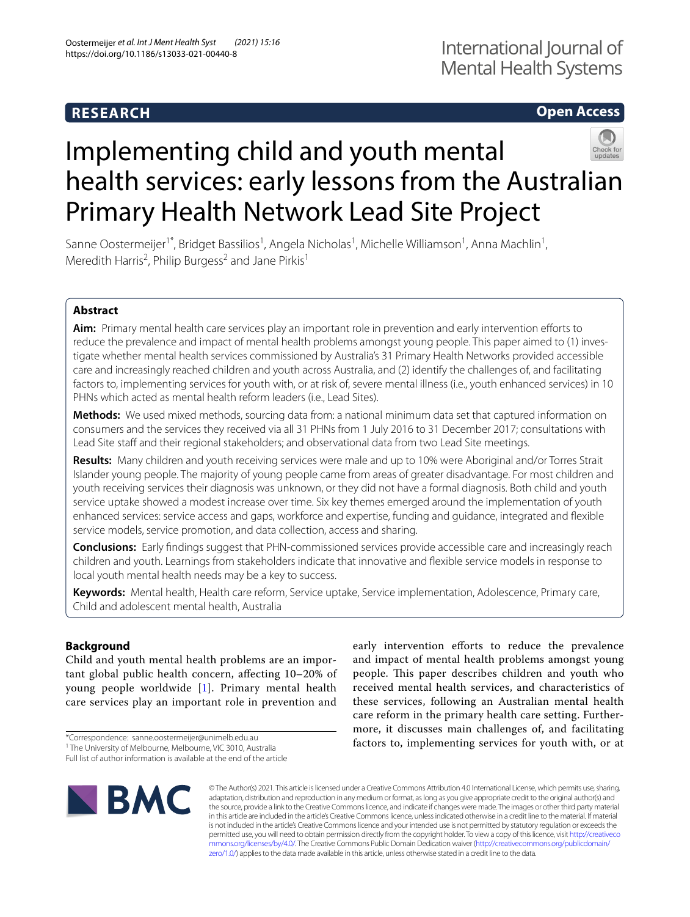**RESEARCH** **Open Access**

# Implementing child and youth mental health services: early lessons from the Australian Primary Health Network Lead Site Project

Sanne Oostermeijer[1*], Bridget Bassilios[1], Angela Nicholas[1], Michelle Williamson[1], Anna Machlin[1], Meredith Harris[2], Philip Burgess[2] and Jane Pirkis[1]

## Abstract

**Aim:** Primary mental health care services play an important role in prevention and early intervention efforts to reduce the prevalence and impact of mental health problems amongst young people. This paper aimed to (1) investigate whether mental health services commissioned by Australia's 31 Primary Health Networks provided accessible care and increasingly reached children and youth across Australia, and (2) identify the challenges of, and facilitating factors to, implementing services for youth with, or at risk of, severe mental illness (i.e., youth enhanced services) in 10 PHNs which acted as mental health reform leaders (i.e., Lead Sites).

**Methods:** We used mixed methods, sourcing data from: a national minimum data set that captured information on consumers and the services they received via all 31 PHNs from 1 July 2016 to 31 December 2017; consultations with Lead Site staff and their regional stakeholders; and observational data from two Lead Site meetings.

**Results:** Many children and youth receiving services were male and up to 10% were Aboriginal and/or Torres Strait Islander young people. The majority of young people came from areas of greater disadvantage. For most children and youth receiving services their diagnosis was unknown, or they did not have a formal diagnosis. Both child and youth service uptake showed a modest increase over time. Six key themes emerged around the implementation of youth enhanced services: service access and gaps, workforce and expertise, funding and guidance, integrated and flexible service models, service promotion, and data collection, access and sharing.

**Conclusions:** Early findings suggest that PHN-commissioned services provide accessible care and increasingly reach children and youth. Learnings from stakeholders indicate that innovative and flexible service models in response to local youth mental health needs may be a key to success.

**Keywords:** Mental health, Health care reform, Service uptake, Service implementation, Adolescence, Primary care, Child and adolescent mental health, Australia

## Background

Child and youth mental health problems are an important global public health concern, affecting 10–20% of young people worldwide [1]. Primary mental health care services play an important role in prevention and early intervention efforts to reduce the prevalence and impact of mental health problems amongst young people. This paper describes children and youth who received mental health services, and characteristics of these services, following an Australian mental health care reform in the primary health care setting. Furthermore, it discusses main challenges of, and facilitating factors to, implementing services for youth with, or at

*Correspondence: sanne.oostermeijer@unimelb.edu.au
[1] The University of Melbourne, Melbourne, VIC 3010, Australia
Full list of author information is available at the end of the article

© The Author(s) 2021. This article is licensed under a Creative Commons Attribution 4.0 International License, which permits use, sharing, adaptation, distribution and reproduction in any medium or format, as long as you give appropriate credit to the original author(s) and the source, provide a link to the Creative Commons licence, and indicate if changes were made. The images or other third party material in this article are included in the article's Creative Commons licence, unless indicated otherwise in a credit line to the material. If material is not included in the article's Creative Commons licence and your intended use is not permitted by statutory regulation or exceeds the permitted use, you will need to obtain permission directly from the copyright holder. To view a copy of this licence, visit http://creativecommons.org/licenses/by/4.0/. The Creative Commons Public Domain Dedication waiver (http://creativecommons.org/publicdomain/zero/1.0/) applies to the data made available in this article, unless otherwise stated in a credit line to the data.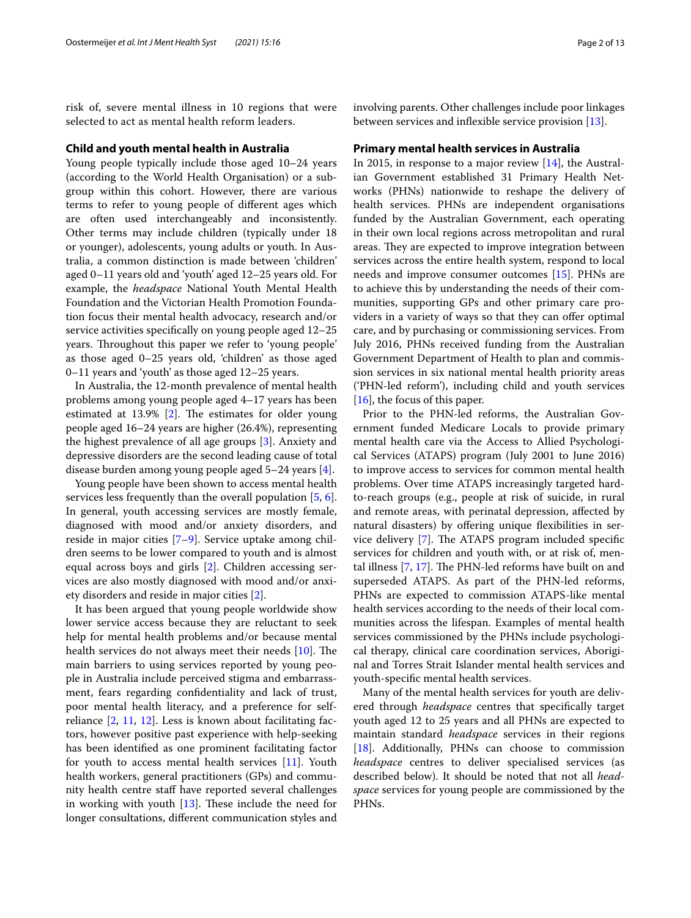risk of, severe mental illness in 10 regions that were selected to act as mental health reform leaders.

## Child and youth mental health in Australia

Young people typically include those aged 10–24 years (according to the World Health Organisation) or a subgroup within this cohort. However, there are various terms to refer to young people of different ages which are often used interchangeably and inconsistently. Other terms may include children (typically under 18 or younger), adolescents, young adults or youth. In Australia, a common distinction is made between 'children' aged 0–11 years old and 'youth' aged 12–25 years old. For example, the *headspace* National Youth Mental Health Foundation and the Victorian Health Promotion Foundation focus their mental health advocacy, research and/or service activities specifically on young people aged 12–25 years. Throughout this paper we refer to 'young people' as those aged 0–25 years old, 'children' as those aged 0–11 years and 'youth' as those aged 12–25 years.

In Australia, the 12-month prevalence of mental health problems among young people aged 4–17 years has been estimated at 13.9% [2]. The estimates for older young people aged 16–24 years are higher (26.4%), representing the highest prevalence of all age groups [3]. Anxiety and depressive disorders are the second leading cause of total disease burden among young people aged 5–24 years [4].

Young people have been shown to access mental health services less frequently than the overall population [5, 6]. In general, youth accessing services are mostly female, diagnosed with mood and/or anxiety disorders, and reside in major cities [7–9]. Service uptake among children seems to be lower compared to youth and is almost equal across boys and girls [2]. Children accessing services are also mostly diagnosed with mood and/or anxiety disorders and reside in major cities [2].

It has been argued that young people worldwide show lower service access because they are reluctant to seek help for mental health problems and/or because mental health services do not always meet their needs [10]. The main barriers to using services reported by young people in Australia include perceived stigma and embarrassment, fears regarding confidentiality and lack of trust, poor mental health literacy, and a preference for self-reliance [2, 11, 12]. Less is known about facilitating factors, however positive past experience with help-seeking has been identified as one prominent facilitating factor for youth to access mental health services [11]. Youth health workers, general practitioners (GPs) and community health centre staff have reported several challenges in working with youth [13]. These include the need for longer consultations, different communication styles and involving parents. Other challenges include poor linkages between services and inflexible service provision [13].

## Primary mental health services in Australia

In 2015, in response to a major review [14], the Australian Government established 31 Primary Health Networks (PHNs) nationwide to reshape the delivery of health services. PHNs are independent organisations funded by the Australian Government, each operating in their own local regions across metropolitan and rural areas. They are expected to improve integration between services across the entire health system, respond to local needs and improve consumer outcomes [15]. PHNs are to achieve this by understanding the needs of their communities, supporting GPs and other primary care providers in a variety of ways so that they can offer optimal care, and by purchasing or commissioning services. From July 2016, PHNs received funding from the Australian Government Department of Health to plan and commission services in six national mental health priority areas ('PHN-led reform'), including child and youth services [16], the focus of this paper.

Prior to the PHN-led reforms, the Australian Government funded Medicare Locals to provide primary mental health care via the Access to Allied Psychological Services (ATAPS) program (July 2001 to June 2016) to improve access to services for common mental health problems. Over time ATAPS increasingly targeted hard-to-reach groups (e.g., people at risk of suicide, in rural and remote areas, with perinatal depression, affected by natural disasters) by offering unique flexibilities in service delivery [7]. The ATAPS program included specific services for children and youth with, or at risk of, mental illness [7, 17]. The PHN-led reforms have built on and superseded ATAPS. As part of the PHN-led reforms, PHNs are expected to commission ATAPS-like mental health services according to the needs of their local communities across the lifespan. Examples of mental health services commissioned by the PHNs include psychological therapy, clinical care coordination services, Aboriginal and Torres Strait Islander mental health services and youth-specific mental health services.

Many of the mental health services for youth are delivered through *headspace* centres that specifically target youth aged 12 to 25 years and all PHNs are expected to maintain standard *headspace* services in their regions [18]. Additionally, PHNs can choose to commission *headspace* centres to deliver specialised services (as described below). It should be noted that not all *headspace* services for young people are commissioned by the PHNs.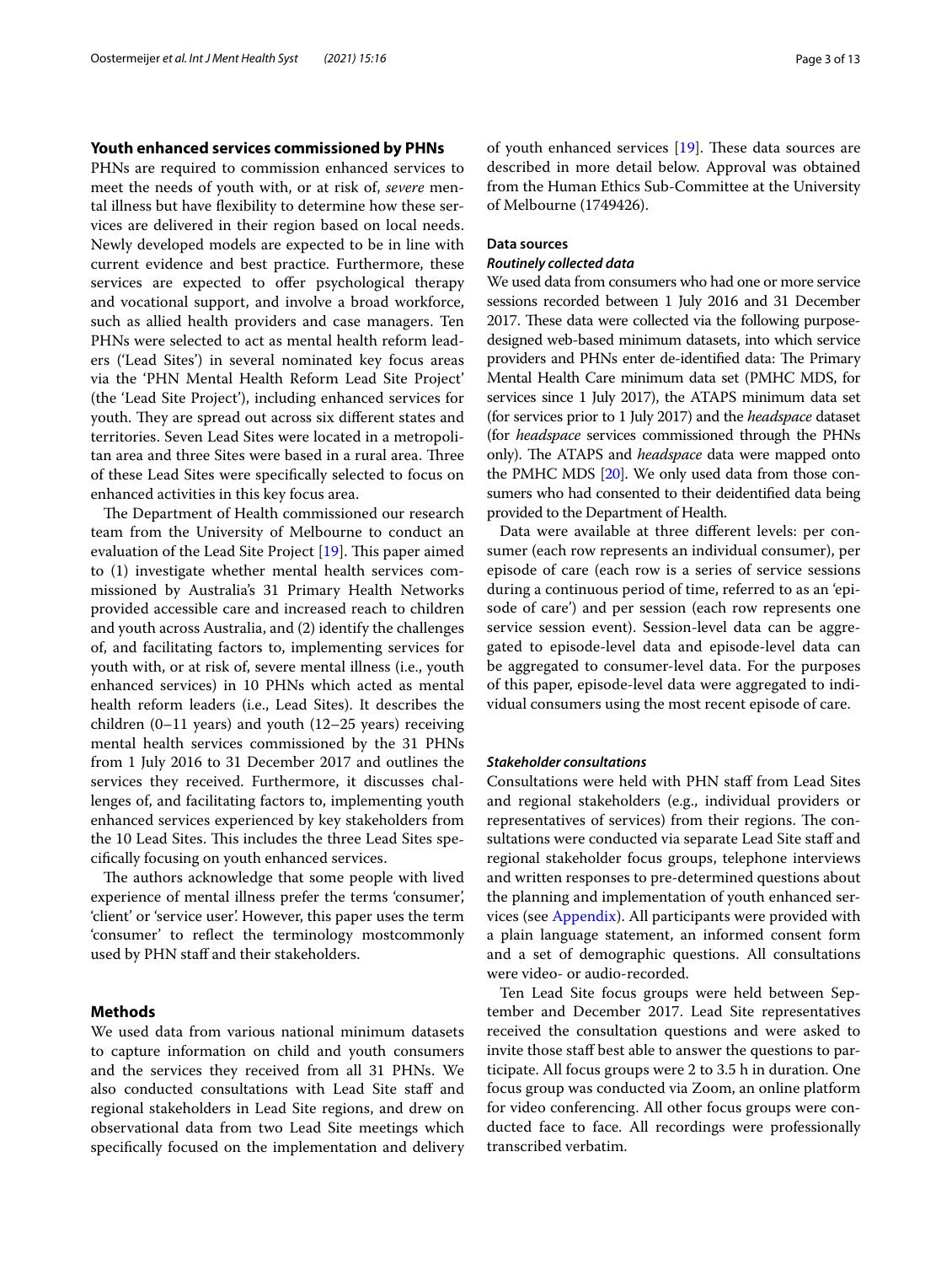## Youth enhanced services commissioned by PHNs

PHNs are required to commission enhanced services to meet the needs of youth with, or at risk of, *severe* mental illness but have flexibility to determine how these services are delivered in their region based on local needs. Newly developed models are expected to be in line with current evidence and best practice. Furthermore, these services are expected to offer psychological therapy and vocational support, and involve a broad workforce, such as allied health providers and case managers. Ten PHNs were selected to act as mental health reform leaders ('Lead Sites') in several nominated key focus areas via the 'PHN Mental Health Reform Lead Site Project' (the 'Lead Site Project'), including enhanced services for youth. They are spread out across six different states and territories. Seven Lead Sites were located in a metropolitan area and three Sites were based in a rural area. Three of these Lead Sites were specifically selected to focus on enhanced activities in this key focus area.

The Department of Health commissioned our research team from the University of Melbourne to conduct an evaluation of the Lead Site Project [19]. This paper aimed to (1) investigate whether mental health services commissioned by Australia's 31 Primary Health Networks provided accessible care and increased reach to children and youth across Australia, and (2) identify the challenges of, and facilitating factors to, implementing services for youth with, or at risk of, severe mental illness (i.e., youth enhanced services) in 10 PHNs which acted as mental health reform leaders (i.e., Lead Sites). It describes the children (0–11 years) and youth (12–25 years) receiving mental health services commissioned by the 31 PHNs from 1 July 2016 to 31 December 2017 and outlines the services they received. Furthermore, it discusses challenges of, and facilitating factors to, implementing youth enhanced services experienced by key stakeholders from the 10 Lead Sites. This includes the three Lead Sites specifically focusing on youth enhanced services.

The authors acknowledge that some people with lived experience of mental illness prefer the terms 'consumer', 'client' or 'service user'. However, this paper uses the term 'consumer' to reflect the terminology mostcommonly used by PHN staff and their stakeholders.

## Methods

We used data from various national minimum datasets to capture information on child and youth consumers and the services they received from all 31 PHNs. We also conducted consultations with Lead Site staff and regional stakeholders in Lead Site regions, and drew on observational data from two Lead Site meetings which specifically focused on the implementation and delivery of youth enhanced services [19]. These data sources are described in more detail below. Approval was obtained from the Human Ethics Sub-Committee at the University of Melbourne (1749426).

### Data sources

#### *Routinely collected data*

We used data from consumers who had one or more service sessions recorded between 1 July 2016 and 31 December 2017. These data were collected via the following purpose-designed web-based minimum datasets, into which service providers and PHNs enter de-identified data: The Primary Mental Health Care minimum data set (PMHC MDS, for services since 1 July 2017), the ATAPS minimum data set (for services prior to 1 July 2017) and the *headspace* dataset (for *headspace* services commissioned through the PHNs only). The ATAPS and *headspace* data were mapped onto the PMHC MDS [20]. We only used data from those consumers who had consented to their deidentified data being provided to the Department of Health.

Data were available at three different levels: per consumer (each row represents an individual consumer), per episode of care (each row is a series of service sessions during a continuous period of time, referred to as an 'episode of care') and per session (each row represents one service session event). Session-level data can be aggregated to episode-level data and episode-level data can be aggregated to consumer-level data. For the purposes of this paper, episode-level data were aggregated to individual consumers using the most recent episode of care.

#### *Stakeholder consultations*

Consultations were held with PHN staff from Lead Sites and regional stakeholders (e.g., individual providers or representatives of services) from their regions. The consultations were conducted via separate Lead Site staff and regional stakeholder focus groups, telephone interviews and written responses to pre-determined questions about the planning and implementation of youth enhanced services (see Appendix). All participants were provided with a plain language statement, an informed consent form and a set of demographic questions. All consultations were video- or audio-recorded.

Ten Lead Site focus groups were held between September and December 2017. Lead Site representatives received the consultation questions and were asked to invite those staff best able to answer the questions to participate. All focus groups were 2 to 3.5 h in duration. One focus group was conducted via Zoom, an online platform for video conferencing. All other focus groups were conducted face to face. All recordings were professionally transcribed verbatim.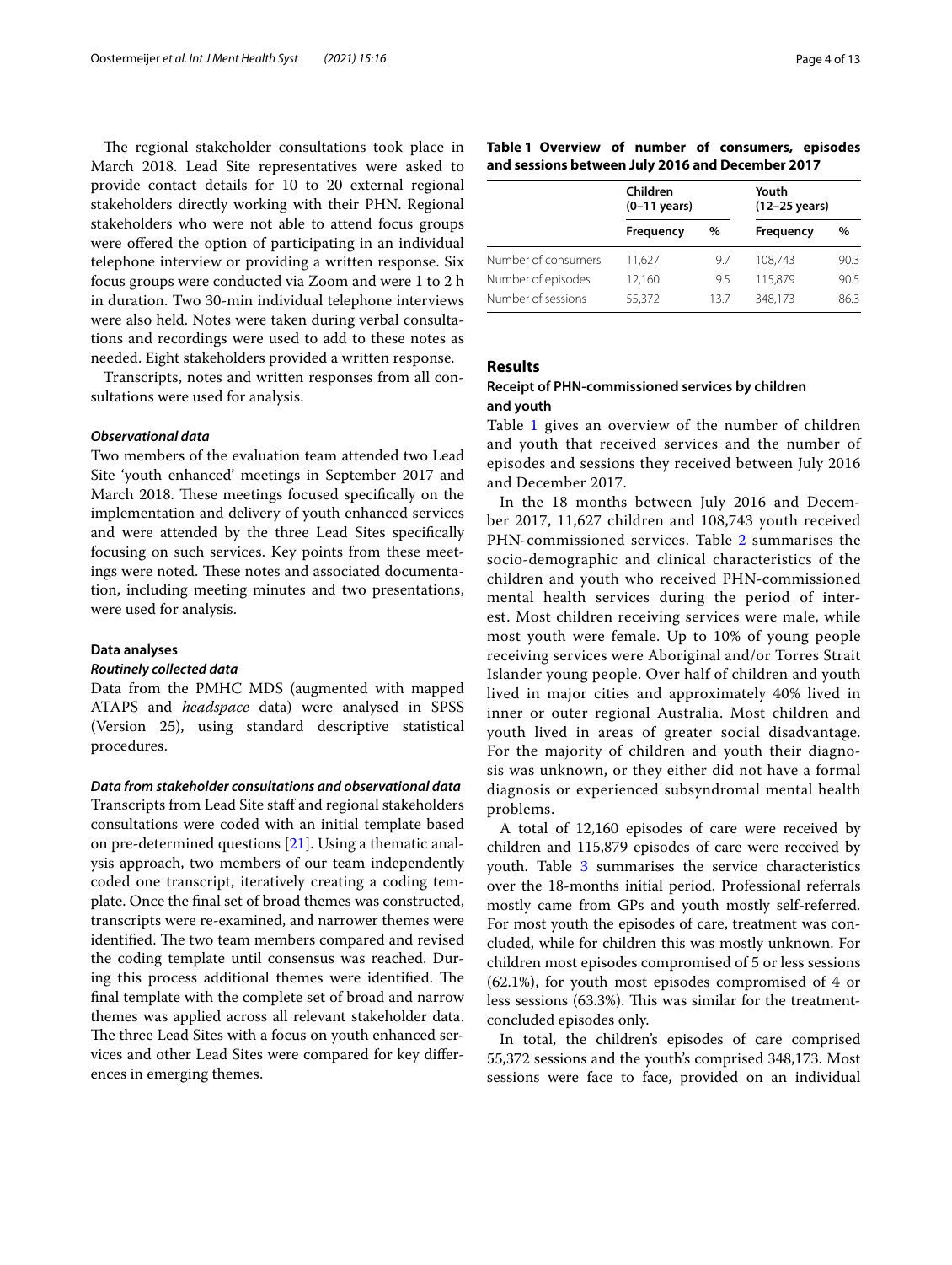The regional stakeholder consultations took place in March 2018. Lead Site representatives were asked to provide contact details for 10 to 20 external regional stakeholders directly working with their PHN. Regional stakeholders who were not able to attend focus groups were offered the option of participating in an individual telephone interview or providing a written response. Six focus groups were conducted via Zoom and were 1 to 2 h in duration. Two 30-min individual telephone interviews were also held. Notes were taken during verbal consultations and recordings were used to add to these notes as needed. Eight stakeholders provided a written response.

Transcripts, notes and written responses from all consultations were used for analysis.

#### *Observational data*

Two members of the evaluation team attended two Lead Site 'youth enhanced' meetings in September 2017 and March 2018. These meetings focused specifically on the implementation and delivery of youth enhanced services and were attended by the three Lead Sites specifically focusing on such services. Key points from these meetings were noted. These notes and associated documentation, including meeting minutes and two presentations, were used for analysis.

### Data analyses

#### *Routinely collected data*

Data from the PMHC MDS (augmented with mapped ATAPS and *headspace* data) were analysed in SPSS (Version 25), using standard descriptive statistical procedures.

#### *Data from stakeholder consultations and observational data*

Transcripts from Lead Site staff and regional stakeholders consultations were coded with an initial template based on pre-determined questions [21]. Using a thematic analysis approach, two members of our team independently coded one transcript, iteratively creating a coding template. Once the final set of broad themes was constructed, transcripts were re-examined, and narrower themes were identified. The two team members compared and revised the coding template until consensus was reached. During this process additional themes were identified. The final template with the complete set of broad and narrow themes was applied across all relevant stakeholder data. The three Lead Sites with a focus on youth enhanced services and other Lead Sites were compared for key differences in emerging themes.

**Table 1 Overview of number of consumers, episodes and sessions between July 2016 and December 2017**

| | Children (0–11 years) | | Youth (12–25 years) | |
|---|---|---|---|---|
| | Frequency | % | Frequency | % |
| Number of consumers | 11,627 | 9.7 | 108,743 | 90.3 |
| Number of episodes | 12,160 | 9.5 | 115,879 | 90.5 |
| Number of sessions | 55,372 | 13.7 | 348,173 | 86.3 |

## Results

### Receipt of PHN-commissioned services by children and youth

Table 1 gives an overview of the number of children and youth that received services and the number of episodes and sessions they received between July 2016 and December 2017.

In the 18 months between July 2016 and December 2017, 11,627 children and 108,743 youth received PHN-commissioned services. Table 2 summarises the socio-demographic and clinical characteristics of the children and youth who received PHN-commissioned mental health services during the period of interest. Most children receiving services were male, while most youth were female. Up to 10% of young people receiving services were Aboriginal and/or Torres Strait Islander young people. Over half of children and youth lived in major cities and approximately 40% lived in inner or outer regional Australia. Most children and youth lived in areas of greater social disadvantage. For the majority of children and youth their diagnosis was unknown, or they either did not have a formal diagnosis or experienced subsyndromal mental health problems.

A total of 12,160 episodes of care were received by children and 115,879 episodes of care were received by youth. Table 3 summarises the service characteristics over the 18-months initial period. Professional referrals mostly came from GPs and youth mostly self-referred. For most youth the episodes of care, treatment was concluded, while for children this was mostly unknown. For children most episodes compromised of 5 or less sessions (62.1%), for youth most episodes compromised of 4 or less sessions (63.3%). This was similar for the treatment-concluded episodes only.

In total, the children's episodes of care comprised 55,372 sessions and the youth's comprised 348,173. Most sessions were face to face, provided on an individual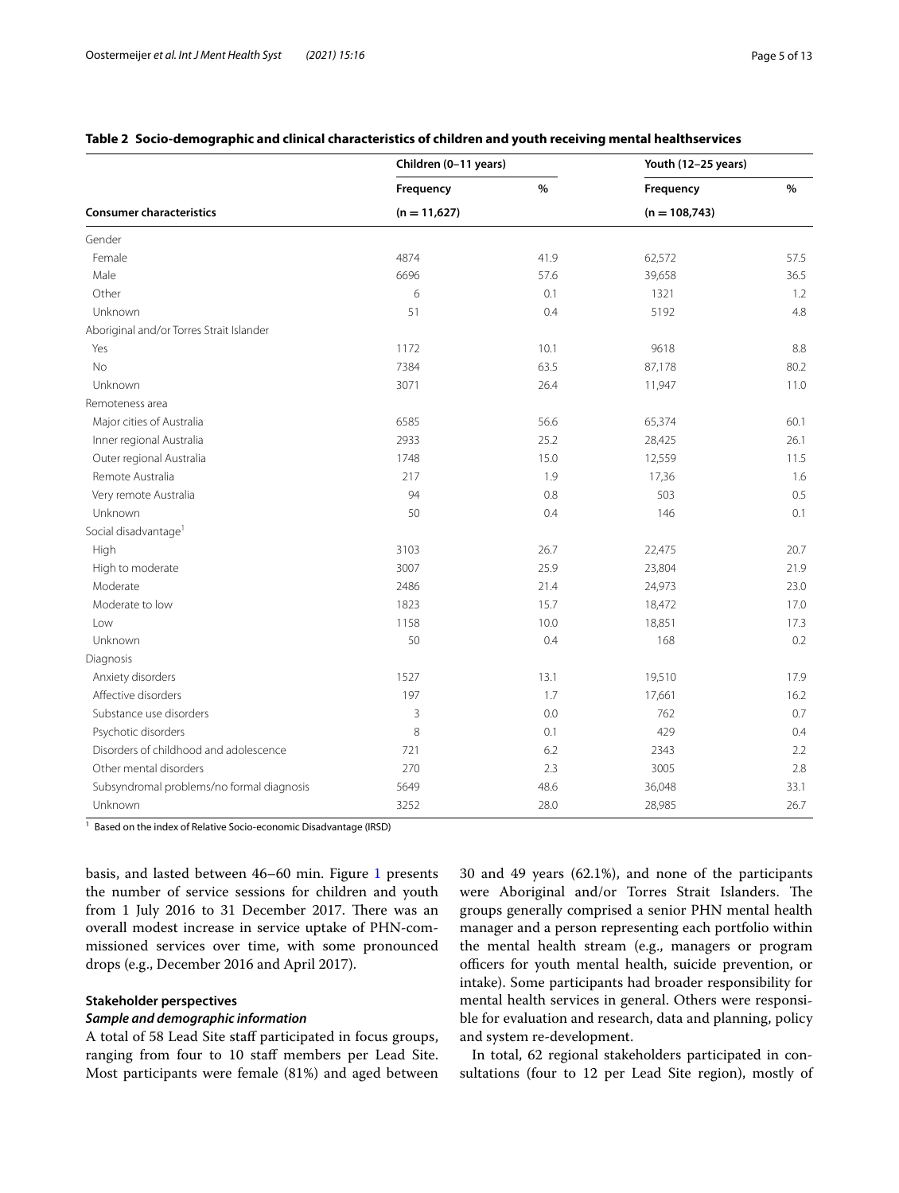**Table 2 Socio-demographic and clinical characteristics of children and youth receiving mental healthservices**

| Consumer characteristics | Children (0–11 years) | | Youth (12–25 years) | |
|---|---|---|---|---|
| | Frequency | % | Frequency | % |
| | (n = 11,627) | | (n = 108,743) | |
| Gender | | | | |
| Female | 4874 | 41.9 | 62,572 | 57.5 |
| Male | 6696 | 57.6 | 39,658 | 36.5 |
| Other | 6 | 0.1 | 1321 | 1.2 |
| Unknown | 51 | 0.4 | 5192 | 4.8 |
| Aboriginal and/or Torres Strait Islander | | | | |
| Yes | 1172 | 10.1 | 9618 | 8.8 |
| No | 7384 | 63.5 | 87,178 | 80.2 |
| Unknown | 3071 | 26.4 | 11,947 | 11.0 |
| Remoteness area | | | | |
| Major cities of Australia | 6585 | 56.6 | 65,374 | 60.1 |
| Inner regional Australia | 2933 | 25.2 | 28,425 | 26.1 |
| Outer regional Australia | 1748 | 15.0 | 12,559 | 11.5 |
| Remote Australia | 217 | 1.9 | 17,36 | 1.6 |
| Very remote Australia | 94 | 0.8 | 503 | 0.5 |
| Unknown | 50 | 0.4 | 146 | 0.1 |
| Social disadvantage[1] | | | | |
| High | 3103 | 26.7 | 22,475 | 20.7 |
| High to moderate | 3007 | 25.9 | 23,804 | 21.9 |
| Moderate | 2486 | 21.4 | 24,973 | 23.0 |
| Moderate to low | 1823 | 15.7 | 18,472 | 17.0 |
| Low | 1158 | 10.0 | 18,851 | 17.3 |
| Unknown | 50 | 0.4 | 168 | 0.2 |
| Diagnosis | | | | |
| Anxiety disorders | 1527 | 13.1 | 19,510 | 17.9 |
| Affective disorders | 197 | 1.7 | 17,661 | 16.2 |
| Substance use disorders | 3 | 0.0 | 762 | 0.7 |
| Psychotic disorders | 8 | 0.1 | 429 | 0.4 |
| Disorders of childhood and adolescence | 721 | 6.2 | 2343 | 2.2 |
| Other mental disorders | 270 | 2.3 | 3005 | 2.8 |
| Subsyndromal problems/no formal diagnosis | 5649 | 48.6 | 36,048 | 33.1 |
| Unknown | 3252 | 28.0 | 28,985 | 26.7 |

[1] Based on the index of Relative Socio-economic Disadvantage (IRSD)

basis, and lasted between 46–60 min. Figure 1 presents the number of service sessions for children and youth from 1 July 2016 to 31 December 2017. There was an overall modest increase in service uptake of PHN-commissioned services over time, with some pronounced drops (e.g., December 2016 and April 2017).

### Stakeholder perspectives

#### *Sample and demographic information*

A total of 58 Lead Site staff participated in focus groups, ranging from four to 10 staff members per Lead Site. Most participants were female (81%) and aged between 30 and 49 years (62.1%), and none of the participants were Aboriginal and/or Torres Strait Islanders. The groups generally comprised a senior PHN mental health manager and a person representing each portfolio within the mental health stream (e.g., managers or program officers for youth mental health, suicide prevention, or intake). Some participants had broader responsibility for mental health services in general. Others were responsible for evaluation and research, data and planning, policy and system re-development.

In total, 62 regional stakeholders participated in consultations (four to 12 per Lead Site region), mostly of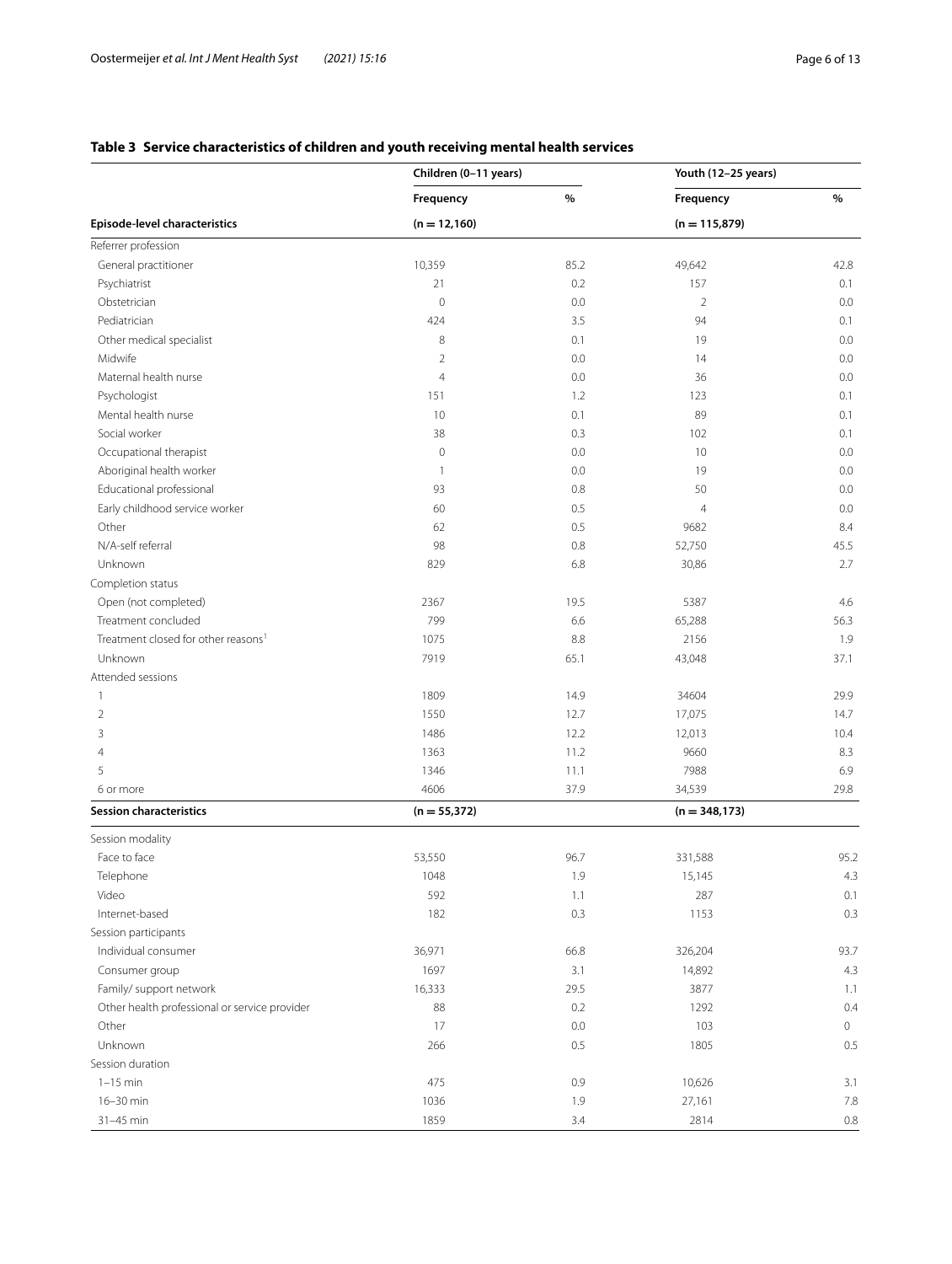## Table 3 Service characteristics of children and youth receiving mental health services

| | Children (0–11 years) | | Youth (12–25 years) | |
|---|---|---|---|---|
| | Frequency | % | Frequency | % |
| **Episode-level characteristics** | (n = 12,160) | | (n = 115,879) | |
| Referrer profession | | | | |
| General practitioner | 10,359 | 85.2 | 49,642 | 42.8 |
| Psychiatrist | 21 | 0.2 | 157 | 0.1 |
| Obstetrician | 0 | 0.0 | 2 | 0.0 |
| Pediatrician | 424 | 3.5 | 94 | 0.1 |
| Other medical specialist | 8 | 0.1 | 19 | 0.0 |
| Midwife | 2 | 0.0 | 14 | 0.0 |
| Maternal health nurse | 4 | 0.0 | 36 | 0.0 |
| Psychologist | 151 | 1.2 | 123 | 0.1 |
| Mental health nurse | 10 | 0.1 | 89 | 0.1 |
| Social worker | 38 | 0.3 | 102 | 0.1 |
| Occupational therapist | 0 | 0.0 | 10 | 0.0 |
| Aboriginal health worker | 1 | 0.0 | 19 | 0.0 |
| Educational professional | 93 | 0.8 | 50 | 0.0 |
| Early childhood service worker | 60 | 0.5 | 4 | 0.0 |
| Other | 62 | 0.5 | 9682 | 8.4 |
| N/A-self referral | 98 | 0.8 | 52,750 | 45.5 |
| Unknown | 829 | 6.8 | 30,86 | 2.7 |
| Completion status | | | | |
| Open (not completed) | 2367 | 19.5 | 5387 | 4.6 |
| Treatment concluded | 799 | 6.6 | 65,288 | 56.3 |
| Treatment closed for other reasons[1] | 1075 | 8.8 | 2156 | 1.9 |
| Unknown | 7919 | 65.1 | 43,048 | 37.1 |
| Attended sessions | | | | |
| 1 | 1809 | 14.9 | 34604 | 29.9 |
| 2 | 1550 | 12.7 | 17,075 | 14.7 |
| 3 | 1486 | 12.2 | 12,013 | 10.4 |
| 4 | 1363 | 11.2 | 9660 | 8.3 |
| 5 | 1346 | 11.1 | 7988 | 6.9 |
| 6 or more | 4606 | 37.9 | 34,539 | 29.8 |
| **Session characteristics** | (n = 55,372) | | (n = 348,173) | |
| Session modality | | | | |
| Face to face | 53,550 | 96.7 | 331,588 | 95.2 |
| Telephone | 1048 | 1.9 | 15,145 | 4.3 |
| Video | 592 | 1.1 | 287 | 0.1 |
| Internet-based | 182 | 0.3 | 1153 | 0.3 |
| Session participants | | | | |
| Individual consumer | 36,971 | 66.8 | 326,204 | 93.7 |
| Consumer group | 1697 | 3.1 | 14,892 | 4.3 |
| Family/ support network | 16,333 | 29.5 | 3877 | 1.1 |
| Other health professional or service provider | 88 | 0.2 | 1292 | 0.4 |
| Other | 17 | 0.0 | 103 | 0 |
| Unknown | 266 | 0.5 | 1805 | 0.5 |
| Session duration | | | | |
| 1–15 min | 475 | 0.9 | 10,626 | 3.1 |
| 16–30 min | 1036 | 1.9 | 27,161 | 7.8 |
| 31–45 min | 1859 | 3.4 | 2814 | 0.8 |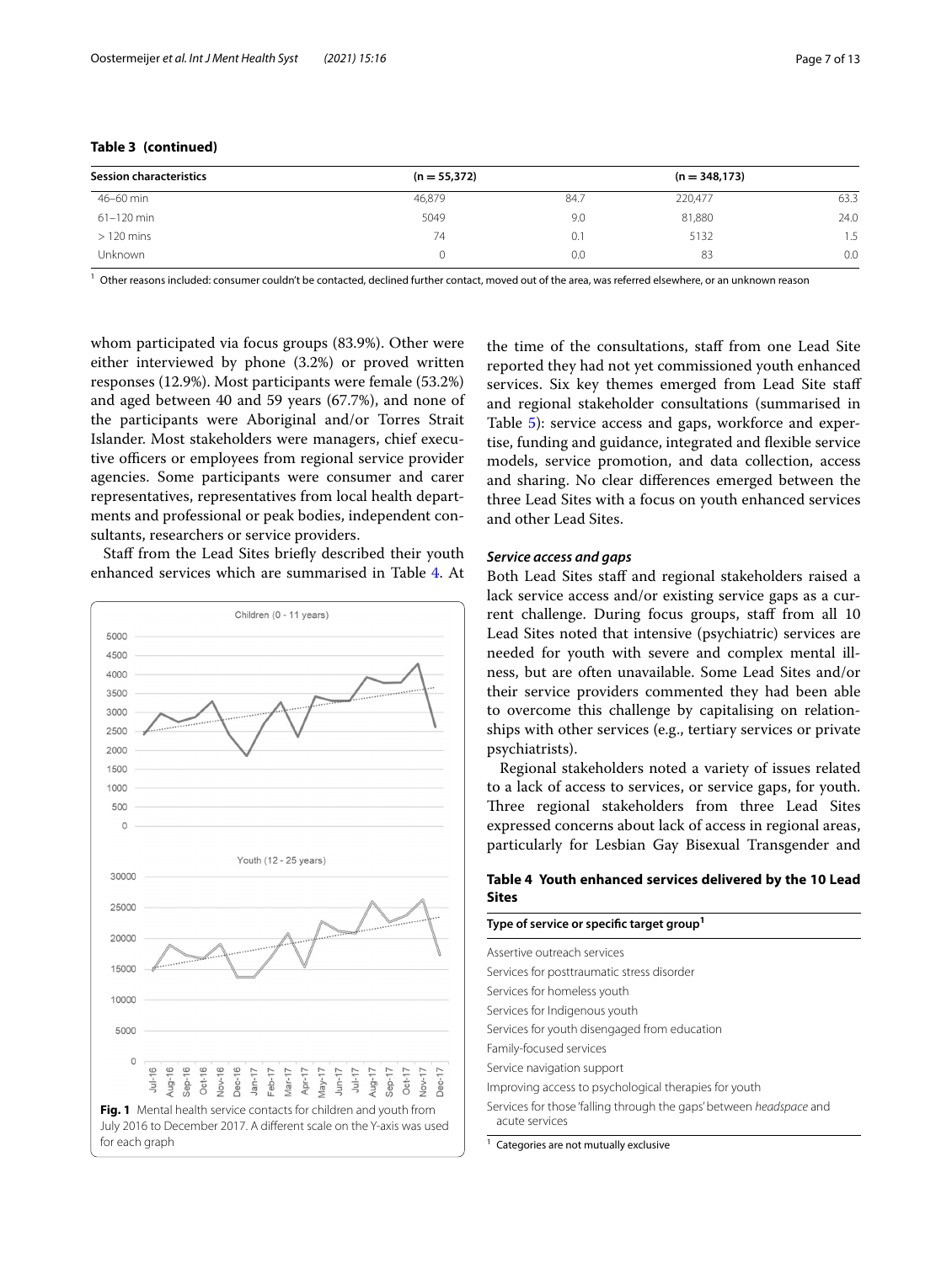**Table 3 (continued)**

| Session characteristics | (n = 55,372) | | (n = 348,173) | |
|---|---|---|---|---|
| 46–60 min | 46,879 | 84.7 | 220,477 | 63.3 |
| 61–120 min | 5049 | 9.0 | 81,880 | 24.0 |
| > 120 mins | 74 | 0.1 | 5132 | 1.5 |
| Unknown | 0 | 0.0 | 83 | 0.0 |

[1] Other reasons included: consumer couldn't be contacted, declined further contact, moved out of the area, was referred elsewhere, or an unknown reason

whom participated via focus groups (83.9%). Other were either interviewed by phone (3.2%) or proved written responses (12.9%). Most participants were female (53.2%) and aged between 40 and 59 years (67.7%), and none of the participants were Aboriginal and/or Torres Strait Islander. Most stakeholders were managers, chief executive officers or employees from regional service provider agencies. Some participants were consumer and carer representatives, representatives from local health departments and professional or peak bodies, independent consultants, researchers or service providers.

Staff from the Lead Sites briefly described their youth enhanced services which are summarised in Table 4. At the time of the consultations, staff from one Lead Site reported they had not yet commissioned youth enhanced services. Six key themes emerged from Lead Site staff and regional stakeholder consultations (summarised in Table 5): service access and gaps, workforce and expertise, funding and guidance, integrated and flexible service models, service promotion, and data collection, access and sharing. No clear differences emerged between the three Lead Sites with a focus on youth enhanced services and other Lead Sites.

**Fig. 1** Mental health service contacts for children and youth from July 2016 to December 2017. A different scale on the Y-axis was used for each graph

### *Service access and gaps*

Both Lead Sites staff and regional stakeholders raised a lack service access and/or existing service gaps as a current challenge. During focus groups, staff from all 10 Lead Sites noted that intensive (psychiatric) services are needed for youth with severe and complex mental illness, but are often unavailable. Some Lead Sites and/or their service providers commented they had been able to overcome this challenge by capitalising on relationships with other services (e.g., tertiary services or private psychiatrists).

Regional stakeholders noted a variety of issues related to a lack of access to services, or service gaps, for youth. Three regional stakeholders from three Lead Sites expressed concerns about lack of access in regional areas, particularly for Lesbian Gay Bisexual Transgender and

**Table 4 Youth enhanced services delivered by the 10 Lead Sites**

| Type of service or specific target group[1] |
|---|
| Assertive outreach services |
| Services for posttraumatic stress disorder |
| Services for homeless youth |
| Services for Indigenous youth |
| Services for youth disengaged from education |
| Family-focused services |
| Service navigation support |
| Improving access to psychological therapies for youth |
| Services for those 'falling through the gaps' between *headspace* and acute services |

[1] Categories are not mutually exclusive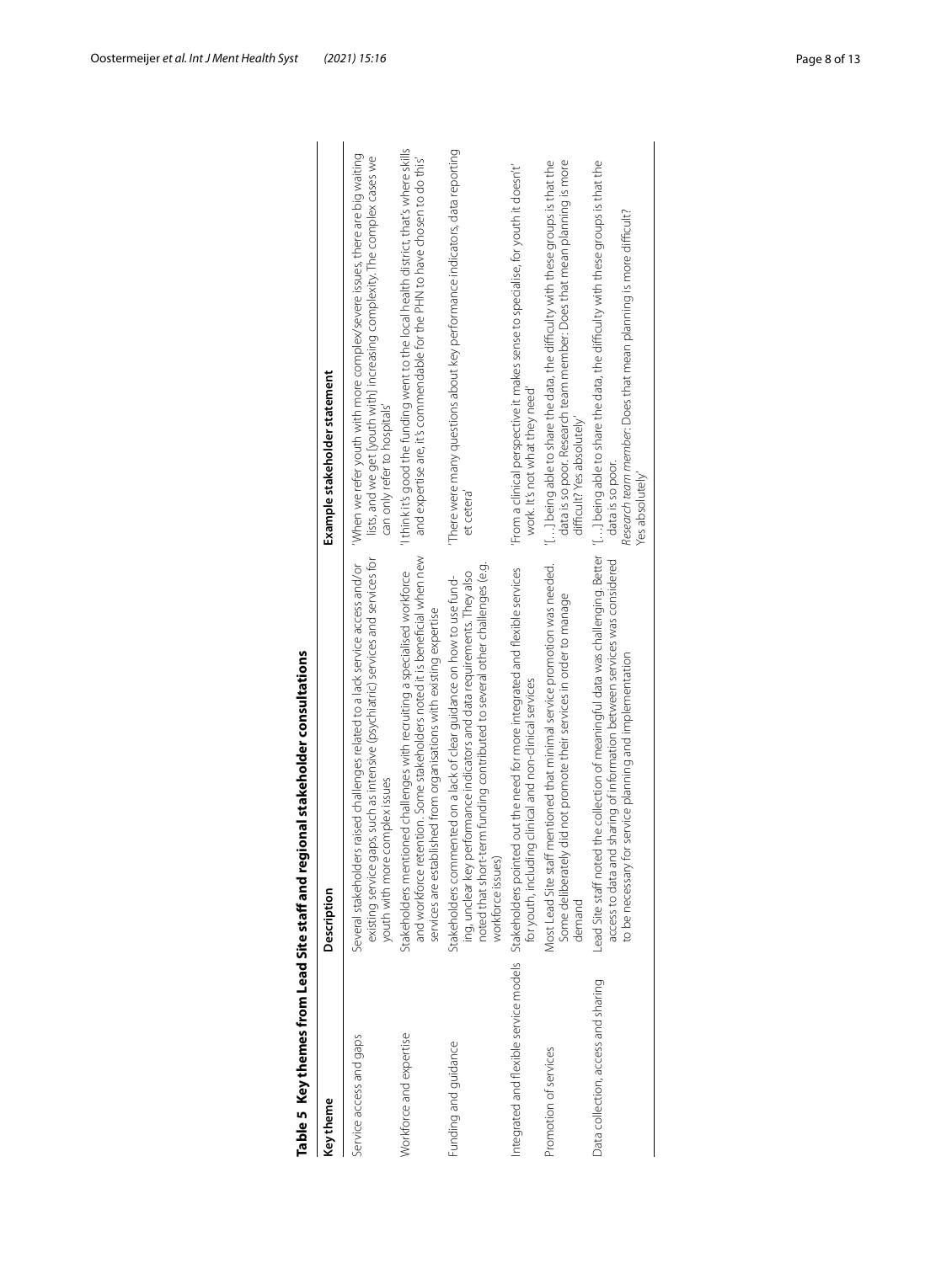**Table 5 Key themes from Lead Site staff and regional stakeholder consultations**

| Key theme | Description | Example stakeholder statement |
|---|---|---|
| Service access and gaps | Several stakeholders raised challenges related to a lack service access and/or existing service gaps, such as intensive (psychiatric) services and services for youth with more complex issues | 'When we refer youth with more complex/severe issues, there are big waiting lists, and we get [youth with] increasing complexity. The complex cases we can only refer to hospitals' |
| Workforce and expertise | Stakeholders mentioned challenges with recruiting a specialised workforce and workforce retention. Some stakeholders noted it is beneficial when new services are established from organisations with existing expertise | 'I think it's good the funding went to the local health district, that's where skills and expertise are, it's commendable for the PHN to have chosen to do this' |
| Funding and guidance | Stakeholders commented on a lack of clear guidance on how to use funding, unclear key performance indicators and data requirements. They also noted that short-term funding contributed to several other challenges (e.g. workforce issues) | 'There were many questions about key performance indicators, data reporting et cetera' |
| Integrated and flexible service models | Stakeholders pointed out the need for more integrated and flexible services for youth, including clinical and non-clinical services | 'From a clinical perspective it makes sense to specialise, for youth it doesn't work. It's not what they need' |
| Promotion of services | Most Lead Site staff mentioned that minimal service promotion was needed. Some deliberately did not promote their services in order to manage demand | '[…] being able to share the data, the difficulty with these groups is that the data is so poor. Research team member: Does that mean planning is more difficult? Yes absolutely' |
| Data collection, access and sharing | Lead Site staff noted the collection of meaningful data was challenging. Better access to data and sharing of information between services was considered to be necessary for service planning and implementation | '[…] being able to share the data, the difficulty with these groups is that the data is so poor. *Research team member*: Does that mean planning is more difficult? Yes absolutely' |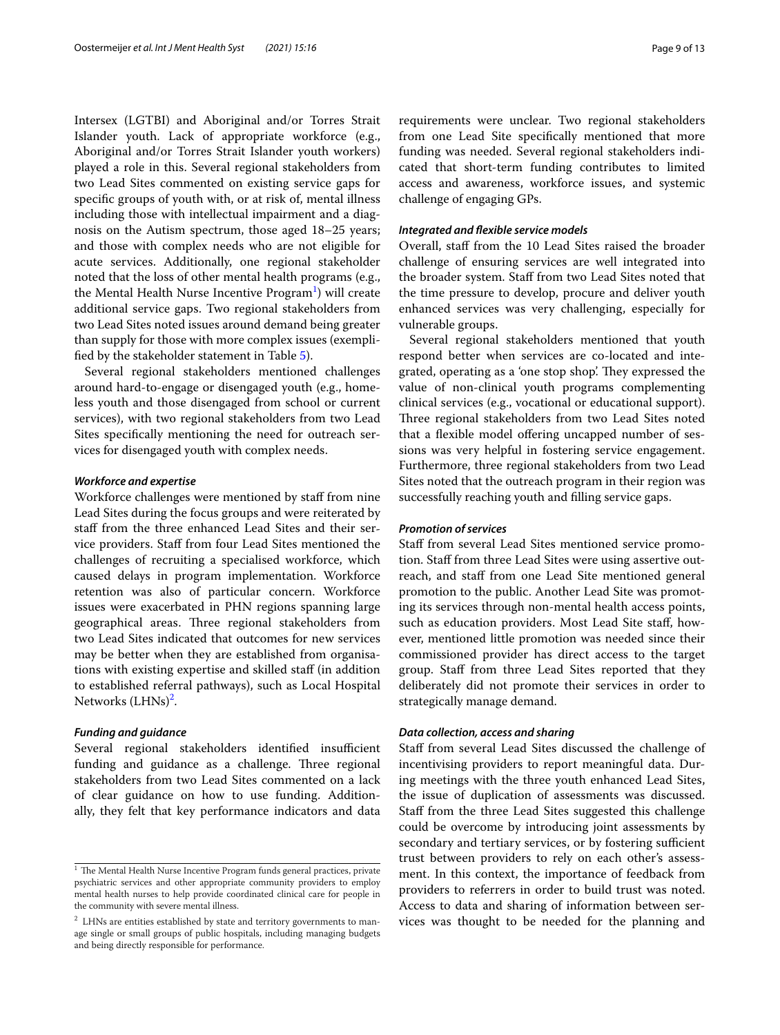Intersex (LGTBI) and Aboriginal and/or Torres Strait Islander youth. Lack of appropriate workforce (e.g., Aboriginal and/or Torres Strait Islander youth workers) played a role in this. Several regional stakeholders from two Lead Sites commented on existing service gaps for specific groups of youth with, or at risk of, mental illness including those with intellectual impairment and a diagnosis on the Autism spectrum, those aged 18–25 years; and those with complex needs who are not eligible for acute services. Additionally, one regional stakeholder noted that the loss of other mental health programs (e.g., the Mental Health Nurse Incentive Program[1]) will create additional service gaps. Two regional stakeholders from two Lead Sites noted issues around demand being greater than supply for those with more complex issues (exemplified by the stakeholder statement in Table 5).

Several regional stakeholders mentioned challenges around hard-to-engage or disengaged youth (e.g., homeless youth and those disengaged from school or current services), with two regional stakeholders from two Lead Sites specifically mentioning the need for outreach services for disengaged youth with complex needs.

#### *Workforce and expertise*

Workforce challenges were mentioned by staff from nine Lead Sites during the focus groups and were reiterated by staff from the three enhanced Lead Sites and their service providers. Staff from four Lead Sites mentioned the challenges of recruiting a specialised workforce, which caused delays in program implementation. Workforce retention was also of particular concern. Workforce issues were exacerbated in PHN regions spanning large geographical areas. Three regional stakeholders from two Lead Sites indicated that outcomes for new services may be better when they are established from organisations with existing expertise and skilled staff (in addition to established referral pathways), such as Local Hospital Networks (LHNs)[2].

#### *Funding and guidance*

Several regional stakeholders identified insufficient funding and guidance as a challenge. Three regional stakeholders from two Lead Sites commented on a lack of clear guidance on how to use funding. Additionally, they felt that key performance indicators and data requirements were unclear. Two regional stakeholders from one Lead Site specifically mentioned that more funding was needed. Several regional stakeholders indicated that short-term funding contributes to limited access and awareness, workforce issues, and systemic challenge of engaging GPs.

#### *Integrated and flexible service models*

Overall, staff from the 10 Lead Sites raised the broader challenge of ensuring services are well integrated into the broader system. Staff from two Lead Sites noted that the time pressure to develop, procure and deliver youth enhanced services was very challenging, especially for vulnerable groups.

Several regional stakeholders mentioned that youth respond better when services are co-located and integrated, operating as a 'one stop shop'. They expressed the value of non-clinical youth programs complementing clinical services (e.g., vocational or educational support). Three regional stakeholders from two Lead Sites noted that a flexible model offering uncapped number of sessions was very helpful in fostering service engagement. Furthermore, three regional stakeholders from two Lead Sites noted that the outreach program in their region was successfully reaching youth and filling service gaps.

#### *Promotion of services*

Staff from several Lead Sites mentioned service promotion. Staff from three Lead Sites were using assertive outreach, and staff from one Lead Site mentioned general promotion to the public. Another Lead Site was promoting its services through non-mental health access points, such as education providers. Most Lead Site staff, however, mentioned little promotion was needed since their commissioned provider has direct access to the target group. Staff from three Lead Sites reported that they deliberately did not promote their services in order to strategically manage demand.

#### *Data collection, access and sharing*

Staff from several Lead Sites discussed the challenge of incentivising providers to report meaningful data. During meetings with the three youth enhanced Lead Sites, the issue of duplication of assessments was discussed. Staff from the three Lead Sites suggested this challenge could be overcome by introducing joint assessments by secondary and tertiary services, or by fostering sufficient trust between providers to rely on each other's assessment. In this context, the importance of feedback from providers to referrers in order to build trust was noted. Access to data and sharing of information between services was thought to be needed for the planning and

[1] The Mental Health Nurse Incentive Program funds general practices, private psychiatric services and other appropriate community providers to employ mental health nurses to help provide coordinated clinical care for people in the community with severe mental illness.

[2] LHNs are entities established by state and territory governments to manage single or small groups of public hospitals, including managing budgets and being directly responsible for performance.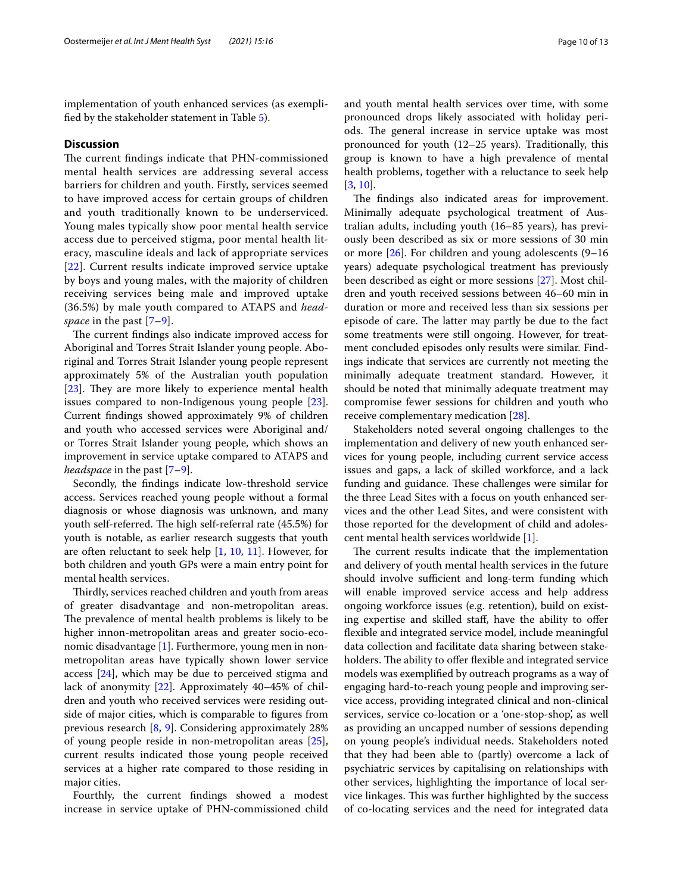implementation of youth enhanced services (as exemplified by the stakeholder statement in Table 5).

## Discussion

The current findings indicate that PHN-commissioned mental health services are addressing several access barriers for children and youth. Firstly, services seemed to have improved access for certain groups of children and youth traditionally known to be underserviced. Young males typically show poor mental health service access due to perceived stigma, poor mental health literacy, masculine ideals and lack of appropriate services [22]. Current results indicate improved service uptake by boys and young males, with the majority of children receiving services being male and improved uptake (36.5%) by male youth compared to ATAPS and *headspace* in the past [7–9].

The current findings also indicate improved access for Aboriginal and Torres Strait Islander young people. Aboriginal and Torres Strait Islander young people represent approximately 5% of the Australian youth population [23]. They are more likely to experience mental health issues compared to non-Indigenous young people [23]. Current findings showed approximately 9% of children and youth who accessed services were Aboriginal and/or Torres Strait Islander young people, which shows an improvement in service uptake compared to ATAPS and *headspace* in the past [7–9].

Secondly, the findings indicate low-threshold service access. Services reached young people without a formal diagnosis or whose diagnosis was unknown, and many youth self-referred. The high self-referral rate (45.5%) for youth is notable, as earlier research suggests that youth are often reluctant to seek help [1, 10, 11]. However, for both children and youth GPs were a main entry point for mental health services.

Thirdly, services reached children and youth from areas of greater disadvantage and non-metropolitan areas. The prevalence of mental health problems is likely to be higher innon-metropolitan areas and greater socio-economic disadvantage [1]. Furthermore, young men in non-metropolitan areas have typically shown lower service access [24], which may be due to perceived stigma and lack of anonymity [22]. Approximately 40–45% of children and youth who received services were residing outside of major cities, which is comparable to figures from previous research [8, 9]. Considering approximately 28% of young people reside in non-metropolitan areas [25], current results indicated those young people received services at a higher rate compared to those residing in major cities.

Fourthly, the current findings showed a modest increase in service uptake of PHN-commissioned child and youth mental health services over time, with some pronounced drops likely associated with holiday periods. The general increase in service uptake was most pronounced for youth (12–25 years). Traditionally, this group is known to have a high prevalence of mental health problems, together with a reluctance to seek help [3, 10].

The findings also indicated areas for improvement. Minimally adequate psychological treatment of Australian adults, including youth (16–85 years), has previously been described as six or more sessions of 30 min or more [26]. For children and young adolescents (9–16 years) adequate psychological treatment has previously been described as eight or more sessions [27]. Most children and youth received sessions between 46–60 min in duration or more and received less than six sessions per episode of care. The latter may partly be due to the fact some treatments were still ongoing. However, for treatment concluded episodes only results were similar. Findings indicate that services are currently not meeting the minimally adequate treatment standard. However, it should be noted that minimally adequate treatment may compromise fewer sessions for children and youth who receive complementary medication [28].

Stakeholders noted several ongoing challenges to the implementation and delivery of new youth enhanced services for young people, including current service access issues and gaps, a lack of skilled workforce, and a lack funding and guidance. These challenges were similar for the three Lead Sites with a focus on youth enhanced services and the other Lead Sites, and were consistent with those reported for the development of child and adolescent mental health services worldwide [1].

The current results indicate that the implementation and delivery of youth mental health services in the future should involve sufficient and long-term funding which will enable improved service access and help address ongoing workforce issues (e.g. retention), build on existing expertise and skilled staff, have the ability to offer flexible and integrated service model, include meaningful data collection and facilitate data sharing between stakeholders. The ability to offer flexible and integrated service models was exemplified by outreach programs as a way of engaging hard-to-reach young people and improving service access, providing integrated clinical and non-clinical services, service co-location or a 'one-stop-shop', as well as providing an uncapped number of sessions depending on young people's individual needs. Stakeholders noted that they had been able to (partly) overcome a lack of psychiatric services by capitalising on relationships with other services, highlighting the importance of local service linkages. This was further highlighted by the success of co-locating services and the need for integrated data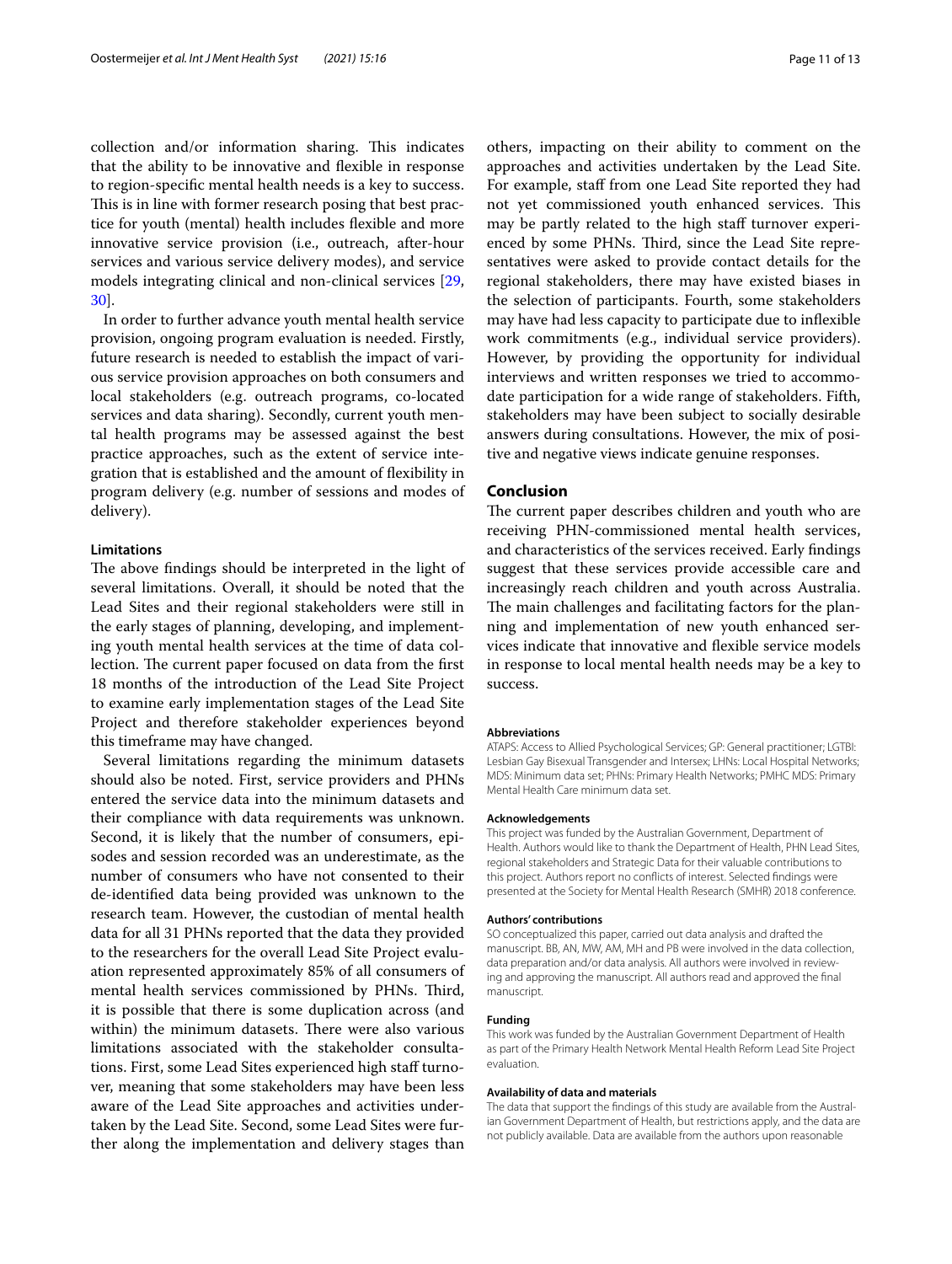collection and/or information sharing. This indicates that the ability to be innovative and flexible in response to region-specific mental health needs is a key to success. This is in line with former research posing that best practice for youth (mental) health includes flexible and more innovative service provision (i.e., outreach, after-hour services and various service delivery modes), and service models integrating clinical and non-clinical services [29, 30].

In order to further advance youth mental health service provision, ongoing program evaluation is needed. Firstly, future research is needed to establish the impact of various service provision approaches on both consumers and local stakeholders (e.g. outreach programs, co-located services and data sharing). Secondly, current youth mental health programs may be assessed against the best practice approaches, such as the extent of service integration that is established and the amount of flexibility in program delivery (e.g. number of sessions and modes of delivery).

### Limitations

The above findings should be interpreted in the light of several limitations. Overall, it should be noted that the Lead Sites and their regional stakeholders were still in the early stages of planning, developing, and implementing youth mental health services at the time of data collection. The current paper focused on data from the first 18 months of the introduction of the Lead Site Project to examine early implementation stages of the Lead Site Project and therefore stakeholder experiences beyond this timeframe may have changed.

Several limitations regarding the minimum datasets should also be noted. First, service providers and PHNs entered the service data into the minimum datasets and their compliance with data requirements was unknown. Second, it is likely that the number of consumers, episodes and session recorded was an underestimate, as the number of consumers who have not consented to their de-identified data being provided was unknown to the research team. However, the custodian of mental health data for all 31 PHNs reported that the data they provided to the researchers for the overall Lead Site Project evaluation represented approximately 85% of all consumers of mental health services commissioned by PHNs. Third, it is possible that there is some duplication across (and within) the minimum datasets. There were also various limitations associated with the stakeholder consultations. First, some Lead Sites experienced high staff turnover, meaning that some stakeholders may have been less aware of the Lead Site approaches and activities undertaken by the Lead Site. Second, some Lead Sites were further along the implementation and delivery stages than others, impacting on their ability to comment on the approaches and activities undertaken by the Lead Site. For example, staff from one Lead Site reported they had not yet commissioned youth enhanced services. This may be partly related to the high staff turnover experienced by some PHNs. Third, since the Lead Site representatives were asked to provide contact details for the regional stakeholders, there may have existed biases in the selection of participants. Fourth, some stakeholders may have had less capacity to participate due to inflexible work commitments (e.g., individual service providers). However, by providing the opportunity for individual interviews and written responses we tried to accommodate participation for a wide range of stakeholders. Fifth, stakeholders may have been subject to socially desirable answers during consultations. However, the mix of positive and negative views indicate genuine responses.

## Conclusion

The current paper describes children and youth who are receiving PHN-commissioned mental health services, and characteristics of the services received. Early findings suggest that these services provide accessible care and increasingly reach children and youth across Australia. The main challenges and facilitating factors for the planning and implementation of new youth enhanced services indicate that innovative and flexible service models in response to local mental health needs may be a key to success.

#### Abbreviations

ATAPS: Access to Allied Psychological Services; GP: General practitioner; LGTBI: Lesbian Gay Bisexual Transgender and Intersex; LHNs: Local Hospital Networks; MDS: Minimum data set; PHNs: Primary Health Networks; PMHC MDS: Primary Mental Health Care minimum data set.

#### Acknowledgements

This project was funded by the Australian Government, Department of Health. Authors would like to thank the Department of Health, PHN Lead Sites, regional stakeholders and Strategic Data for their valuable contributions to this project. Authors report no conflicts of interest. Selected findings were presented at the Society for Mental Health Research (SMHR) 2018 conference.

#### Authors' contributions

SO conceptualized this paper, carried out data analysis and drafted the manuscript. BB, AN, MW, AM, MH and PB were involved in the data collection, data preparation and/or data analysis. All authors were involved in reviewing and approving the manuscript. All authors read and approved the final manuscript.

#### Funding

This work was funded by the Australian Government Department of Health as part of the Primary Health Network Mental Health Reform Lead Site Project evaluation.

#### Availability of data and materials

The data that support the findings of this study are available from the Australian Government Department of Health, but restrictions apply, and the data are not publicly available. Data are available from the authors upon reasonable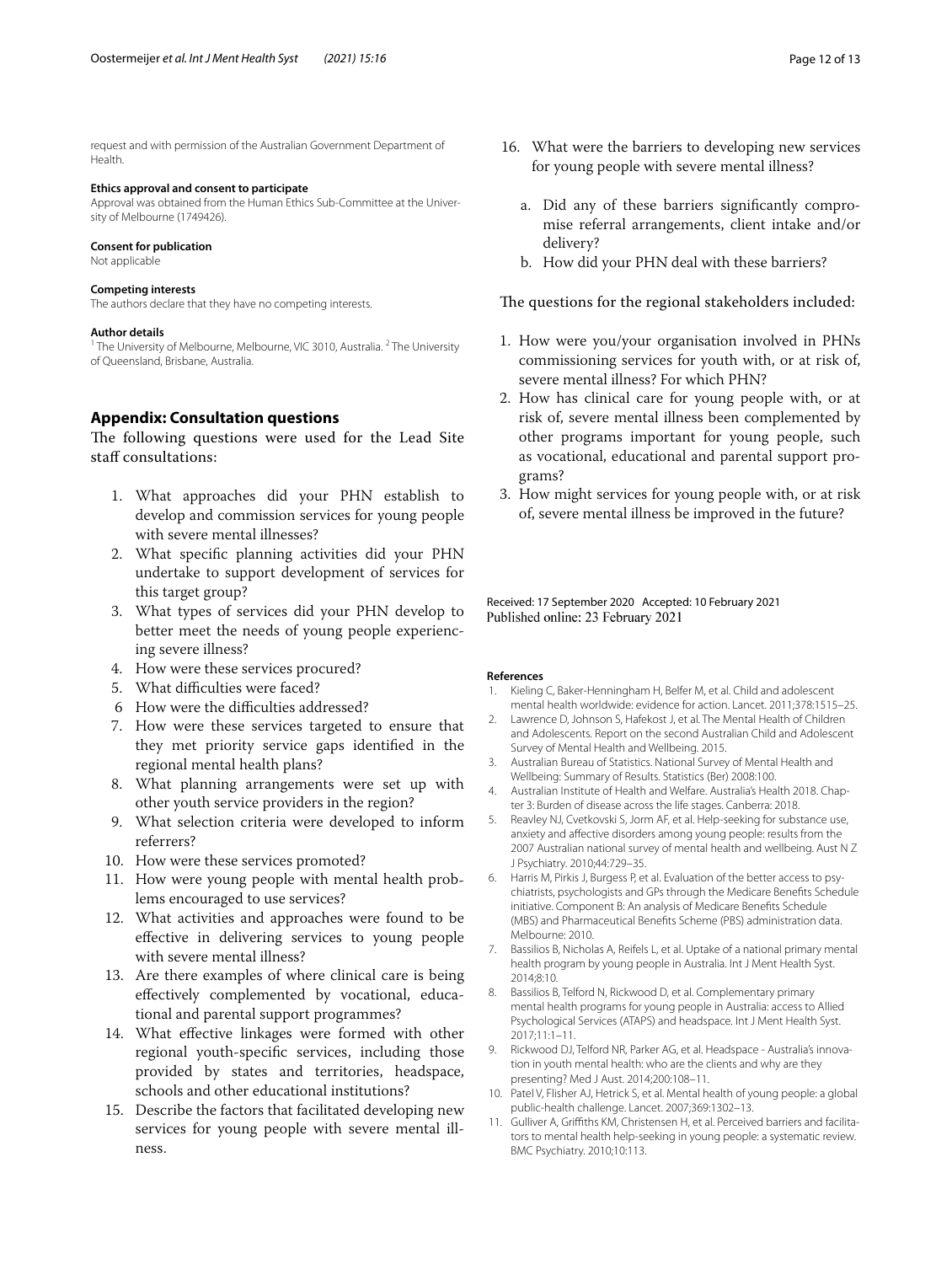request and with permission of the Australian Government Department of Health.

**Ethics approval and consent to participate**

Approval was obtained from the Human Ethics Sub-Committee at the University of Melbourne (1749426).

**Consent for publication**

Not applicable

**Competing interests**

The authors declare that they have no competing interests.

**Author details**

[1] The University of Melbourne, Melbourne, VIC 3010, Australia. [2] The University of Queensland, Brisbane, Australia.

## Appendix: Consultation questions

The following questions were used for the Lead Site staff consultations:

1. What approaches did your PHN establish to develop and commission services for young people with severe mental illnesses?
2. What specific planning activities did your PHN undertake to support development of services for this target group?
3. What types of services did your PHN develop to better meet the needs of young people experiencing severe illness?
4. How were these services procured?
5. What difficulties were faced?
6. How were the difficulties addressed?
7. How were these services targeted to ensure that they met priority service gaps identified in the regional mental health plans?
8. What planning arrangements were set up with other youth service providers in the region?
9. What selection criteria were developed to inform referrers?
10. How were these services promoted?
11. How were young people with mental health problems encouraged to use services?
12. What activities and approaches were found to be effective in delivering services to young people with severe mental illness?
13. Are there examples of where clinical care is being effectively complemented by vocational, educational and parental support programmes?
14. What effective linkages were formed with other regional youth-specific services, including those provided by states and territories, headspace, schools and other educational institutions?
15. Describe the factors that facilitated developing new services for young people with severe mental illness.
16. What were the barriers to developing new services for young people with severe mental illness?
    a. Did any of these barriers significantly compromise referral arrangements, client intake and/or delivery?
    b. How did your PHN deal with these barriers?

The questions for the regional stakeholders included:

1. How were you/your organisation involved in PHNs commissioning services for youth with, or at risk of, severe mental illness? For which PHN?
2. How has clinical care for young people with, or at risk of, severe mental illness been complemented by other programs important for young people, such as vocational, educational and parental support programs?
3. How might services for young people with, or at risk of, severe mental illness be improved in the future?

Received: 17 September 2020 Accepted: 10 February 2021
Published online: 23 February 2021

**References**

1. Kieling C, Baker-Henningham H, Belfer M, et al. Child and adolescent mental health worldwide: evidence for action. Lancet. 2011;378:1515–25.
2. Lawrence D, Johnson S, Hafekost J, et al. The Mental Health of Children and Adolescents. Report on the second Australian Child and Adolescent Survey of Mental Health and Wellbeing. 2015.
3. Australian Bureau of Statistics. National Survey of Mental Health and Wellbeing: Summary of Results. Statistics (Ber) 2008:100.
4. Australian Institute of Health and Welfare. Australia's Health 2018. Chapter 3: Burden of disease across the life stages. Canberra: 2018.
5. Reavley NJ, Cvetkovski S, Jorm AF, et al. Help-seeking for substance use, anxiety and affective disorders among young people: results from the 2007 Australian national survey of mental health and wellbeing. Aust N Z J Psychiatry. 2010;44:729–35.
6. Harris M, Pirkis J, Burgess P, et al. Evaluation of the better access to psychiatrists, psychologists and GPs through the Medicare Benefits Schedule initiative. Component B: An analysis of Medicare Benefits Schedule (MBS) and Pharmaceutical Benefits Scheme (PBS) administration data. Melbourne: 2010.
7. Bassilios B, Nicholas A, Reifels L, et al. Uptake of a national primary mental health program by young people in Australia. Int J Ment Health Syst. 2014;8:10.
8. Bassilios B, Telford N, Rickwood D, et al. Complementary primary mental health programs for young people in Australia: access to Allied Psychological Services (ATAPS) and headspace. Int J Ment Health Syst. 2017;11:1–11.
9. Rickwood DJ, Telford NR, Parker AG, et al. Headspace - Australia's innovation in youth mental health: who are the clients and why are they presenting? Med J Aust. 2014;200:108–11.
10. Patel V, Flisher AJ, Hetrick S, et al. Mental health of young people: a global public-health challenge. Lancet. 2007;369:1302–13.
11. Gulliver A, Griffiths KM, Christensen H, et al. Perceived barriers and facilitators to mental health help-seeking in young people: a systematic review. BMC Psychiatry. 2010;10:113.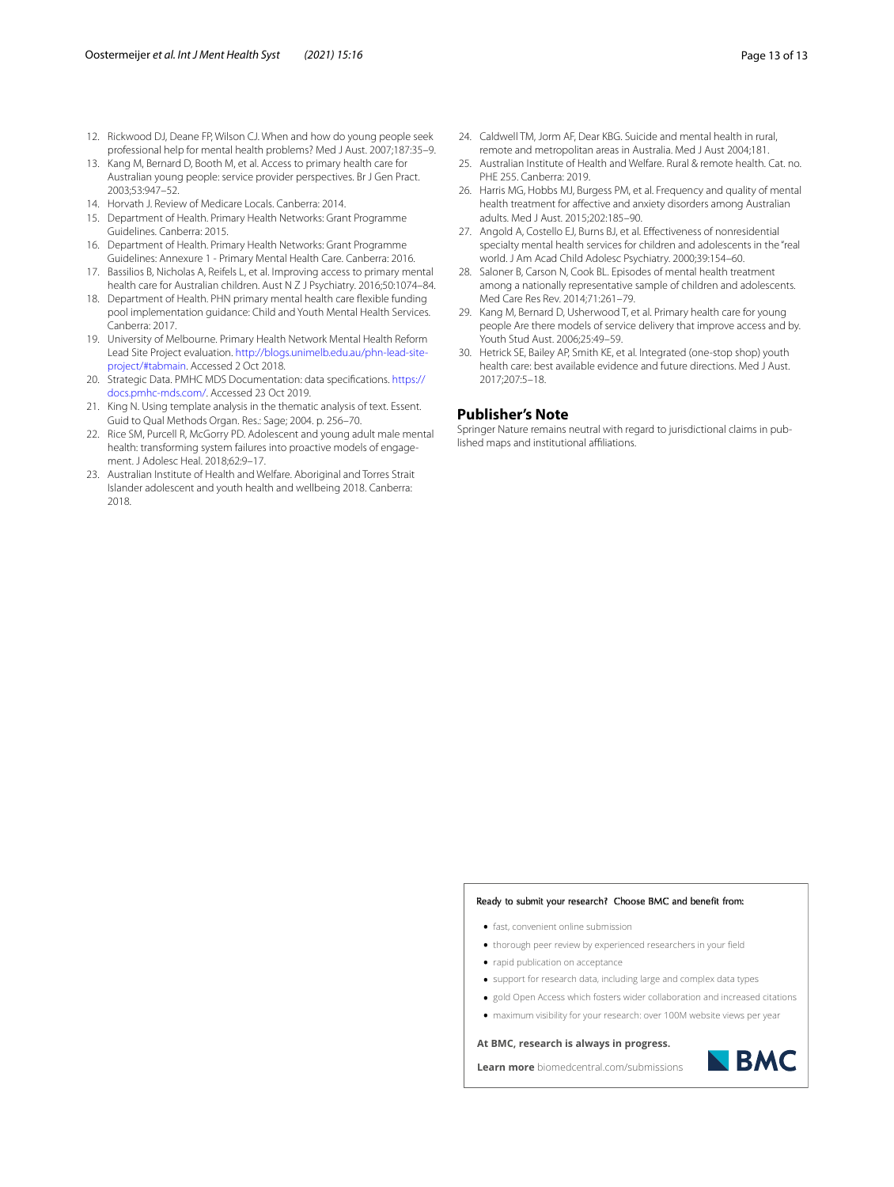12. Rickwood DJ, Deane FP, Wilson CJ. When and how do young people seek professional help for mental health problems? Med J Aust. 2007;187:35–9.
13. Kang M, Bernard D, Booth M, et al. Access to primary health care for Australian young people: service provider perspectives. Br J Gen Pract. 2003;53:947–52.
14. Horvath J. Review of Medicare Locals. Canberra: 2014.
15. Department of Health. Primary Health Networks: Grant Programme Guidelines. Canberra: 2015.
16. Department of Health. Primary Health Networks: Grant Programme Guidelines: Annexure 1 - Primary Mental Health Care. Canberra: 2016.
17. Bassilios B, Nicholas A, Reifels L, et al. Improving access to primary mental health care for Australian children. Aust N Z J Psychiatry. 2016;50:1074–84.
18. Department of Health. PHN primary mental health care flexible funding pool implementation guidance: Child and Youth Mental Health Services. Canberra: 2017.
19. University of Melbourne. Primary Health Network Mental Health Reform Lead Site Project evaluation. http://blogs.unimelb.edu.au/phn-lead-site-project/#tabmain. Accessed 2 Oct 2018.
20. Strategic Data. PMHC MDS Documentation: data specifications. https://docs.pmhc-mds.com/. Accessed 23 Oct 2019.
21. King N. Using template analysis in the thematic analysis of text. Essent. Guid to Qual Methods Organ. Res.: Sage; 2004. p. 256–70.
22. Rice SM, Purcell R, McGorry PD. Adolescent and young adult male mental health: transforming system failures into proactive models of engagement. J Adolesc Heal. 2018;62:9–17.
23. Australian Institute of Health and Welfare. Aboriginal and Torres Strait Islander adolescent and youth health and wellbeing 2018. Canberra: 2018.
24. Caldwell TM, Jorm AF, Dear KBG. Suicide and mental health in rural, remote and metropolitan areas in Australia. Med J Aust 2004;181.
25. Australian Institute of Health and Welfare. Rural & remote health. Cat. no. PHE 255. Canberra: 2019.
26. Harris MG, Hobbs MJ, Burgess PM, et al. Frequency and quality of mental health treatment for affective and anxiety disorders among Australian adults. Med J Aust. 2015;202:185–90.
27. Angold A, Costello EJ, Burns BJ, et al. Effectiveness of nonresidential specialty mental health services for children and adolescents in the "real world. J Am Acad Child Adolesc Psychiatry. 2000;39:154–60.
28. Saloner B, Carson N, Cook BL. Episodes of mental health treatment among a nationally representative sample of children and adolescents. Med Care Res Rev. 2014;71:261–79.
29. Kang M, Bernard D, Usherwood T, et al. Primary health care for young people Are there models of service delivery that improve access and by. Youth Stud Aust. 2006;25:49–59.
30. Hetrick SE, Bailey AP, Smith KE, et al. Integrated (one-stop shop) youth health care: best available evidence and future directions. Med J Aust. 2017;207:5–18.

## Publisher's Note

Springer Nature remains neutral with regard to jurisdictional claims in published maps and institutional affiliations.

Ready to submit your research? Choose BMC and benefit from:

- fast, convenient online submission
- thorough peer review by experienced researchers in your field
- rapid publication on acceptance
- support for research data, including large and complex data types
- gold Open Access which fosters wider collaboration and increased citations
- maximum visibility for your research: over 100M website views per year

**At BMC, research is always in progress.**

**Learn more** biomedcentral.com/submissions

BMC